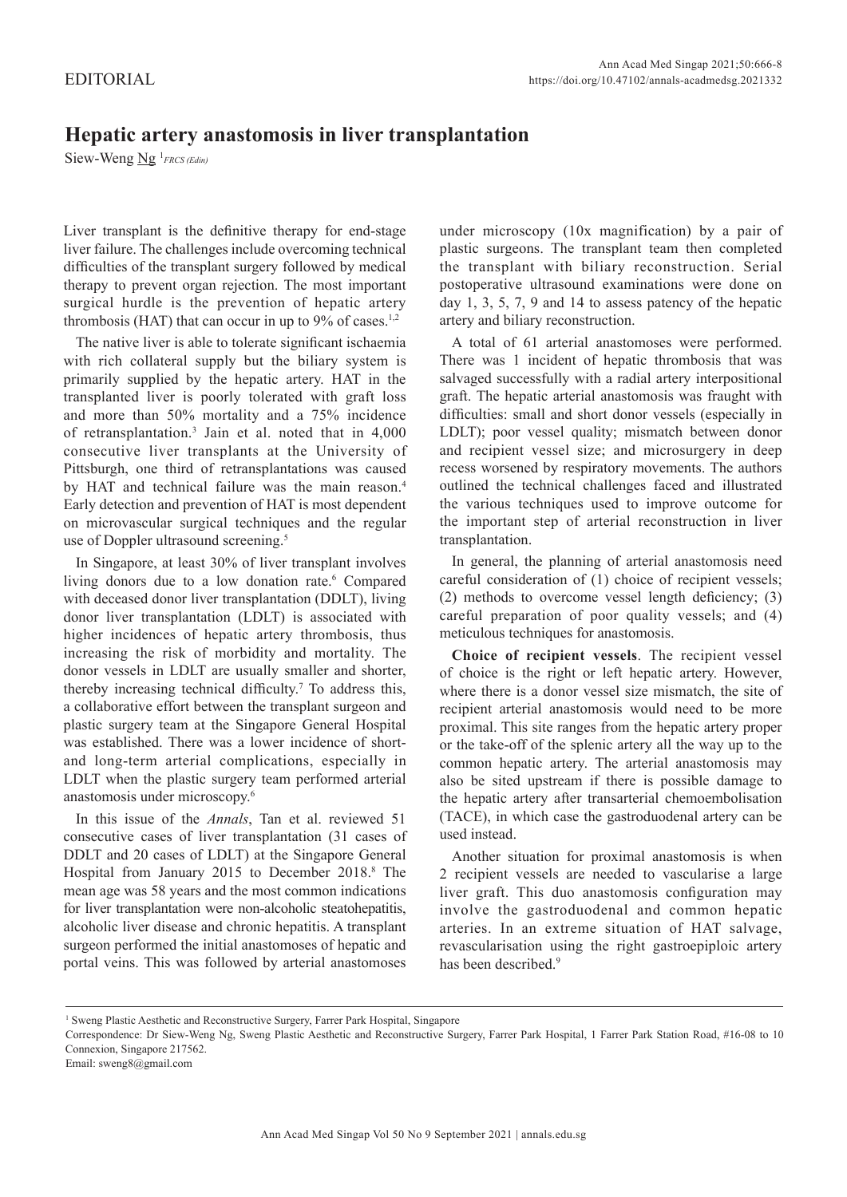EDITORIAL

# Hepatic artery anastomosis in liver transplantation

Siew-Weng Ng [1] *FRCS (Edin)*

Liver transplant is the definitive therapy for end-stage liver failure. The challenges include overcoming technical difficulties of the transplant surgery followed by medical therapy to prevent organ rejection. The most important surgical hurdle is the prevention of hepatic artery thrombosis (HAT) that can occur in up to 9% of cases.[1,2]

The native liver is able to tolerate significant ischaemia with rich collateral supply but the biliary system is primarily supplied by the hepatic artery. HAT in the transplanted liver is poorly tolerated with graft loss and more than 50% mortality and a 75% incidence of retransplantation.[3] Jain et al. noted that in 4,000 consecutive liver transplants at the University of Pittsburgh, one third of retransplantations was caused by HAT and technical failure was the main reason.[4] Early detection and prevention of HAT is most dependent on microvascular surgical techniques and the regular use of Doppler ultrasound screening.[5]

In Singapore, at least 30% of liver transplant involves living donors due to a low donation rate.[6] Compared with deceased donor liver transplantation (DDLT), living donor liver transplantation (LDLT) is associated with higher incidences of hepatic artery thrombosis, thus increasing the risk of morbidity and mortality. The donor vessels in LDLT are usually smaller and shorter, thereby increasing technical difficulty.[7] To address this, a collaborative effort between the transplant surgeon and plastic surgery team at the Singapore General Hospital was established. There was a lower incidence of short- and long-term arterial complications, especially in LDLT when the plastic surgery team performed arterial anastomosis under microscopy.[6]

In this issue of the *Annals*, Tan et al. reviewed 51 consecutive cases of liver transplantation (31 cases of DDLT and 20 cases of LDLT) at the Singapore General Hospital from January 2015 to December 2018.[8] The mean age was 58 years and the most common indications for liver transplantation were non-alcoholic steatohepatitis, alcoholic liver disease and chronic hepatitis. A transplant surgeon performed the initial anastomoses of hepatic and portal veins. This was followed by arterial anastomoses under microscopy (10x magnification) by a pair of plastic surgeons. The transplant team then completed the transplant with biliary reconstruction. Serial postoperative ultrasound examinations were done on day 1, 3, 5, 7, 9 and 14 to assess patency of the hepatic artery and biliary reconstruction.

A total of 61 arterial anastomoses were performed. There was 1 incident of hepatic thrombosis that was salvaged successfully with a radial artery interpositional graft. The hepatic arterial anastomosis was fraught with difficulties: small and short donor vessels (especially in LDLT); poor vessel quality; mismatch between donor and recipient vessel size; and microsurgery in deep recess worsened by respiratory movements. The authors outlined the technical challenges faced and illustrated the various techniques used to improve outcome for the important step of arterial reconstruction in liver transplantation.

In general, the planning of arterial anastomosis need careful consideration of (1) choice of recipient vessels; (2) methods to overcome vessel length deficiency; (3) careful preparation of poor quality vessels; and (4) meticulous techniques for anastomosis.

**Choice of recipient vessels**. The recipient vessel of choice is the right or left hepatic artery. However, where there is a donor vessel size mismatch, the site of recipient arterial anastomosis would need to be more proximal. This site ranges from the hepatic artery proper or the take-off of the splenic artery all the way up to the common hepatic artery. The arterial anastomosis may also be sited upstream if there is possible damage to the hepatic artery after transarterial chemoembolisation (TACE), in which case the gastroduodenal artery can be used instead.

Another situation for proximal anastomosis is when 2 recipient vessels are needed to vascularise a large liver graft. This duo anastomosis configuration may involve the gastroduodenal and common hepatic arteries. In an extreme situation of HAT salvage, revascularisation using the right gastroepiploic artery has been described.[9]

---

[1] Sweng Plastic Aesthetic and Reconstructive Surgery, Farrer Park Hospital, Singapore

Correspondence: Dr Siew-Weng Ng, Sweng Plastic Aesthetic and Reconstructive Surgery, Farrer Park Hospital, 1 Farrer Park Station Road, #16-08 to 10 Connexion, Singapore 217562.

Email: sweng8@gmail.com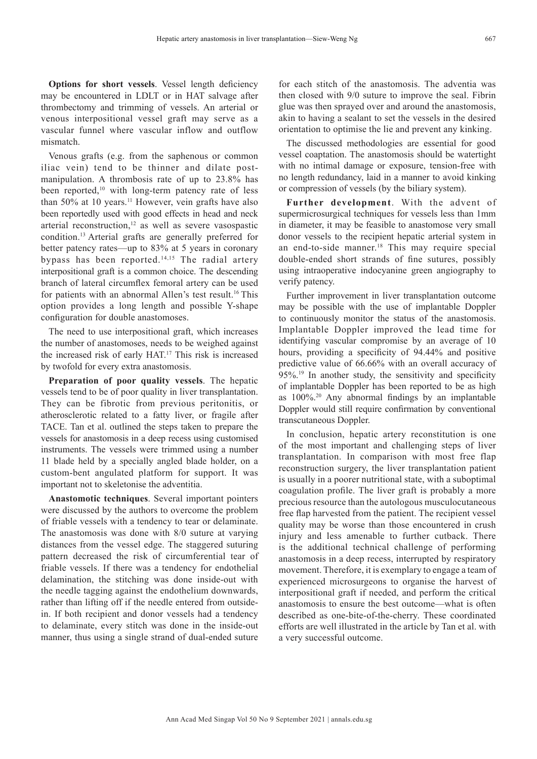**Options for short vessels**. Vessel length deficiency may be encountered in LDLT or in HAT salvage after thrombectomy and trimming of vessels. An arterial or venous interpositional vessel graft may serve as a vascular funnel where vascular inflow and outflow mismatch.

Venous grafts (e.g. from the saphenous or common iliac vein) tend to be thinner and dilate post-manipulation. A thrombosis rate of up to 23.8% has been reported,[10] with long-term patency rate of less than 50% at 10 years.[11] However, vein grafts have also been reportedly used with good effects in head and neck arterial reconstruction,[12] as well as severe vasospastic condition.[13] Arterial grafts are generally preferred for better patency rates—up to 83% at 5 years in coronary bypass has been reported.[14,15] The radial artery interpositional graft is a common choice. The descending branch of lateral circumflex femoral artery can be used for patients with an abnormal Allen's test result.[16] This option provides a long length and possible Y-shape configuration for double anastomoses.

The need to use interpositional graft, which increases the number of anastomoses, needs to be weighed against the increased risk of early HAT.[17] This risk is increased by twofold for every extra anastomosis.

**Preparation of poor quality vessels**. The hepatic vessels tend to be of poor quality in liver transplantation. They can be fibrotic from previous peritonitis, or atherosclerotic related to a fatty liver, or fragile after TACE. Tan et al. outlined the steps taken to prepare the vessels for anastomosis in a deep recess using customised instruments. The vessels were trimmed using a number 11 blade held by a specially angled blade holder, on a custom-bent angulated platform for support. It was important not to skeletonise the adventitia.

**Anastomotic techniques**. Several important pointers were discussed by the authors to overcome the problem of friable vessels with a tendency to tear or delaminate. The anastomosis was done with 8/0 suture at varying distances from the vessel edge. The staggered suturing pattern decreased the risk of circumferential tear of friable vessels. If there was a tendency for endothelial delamination, the stitching was done inside-out with the needle tagging against the endothelium downwards, rather than lifting off if the needle entered from outside-in. If both recipient and donor vessels had a tendency to delaminate, every stitch was done in the inside-out manner, thus using a single strand of dual-ended suture for each stitch of the anastomosis. The adventia was then closed with 9/0 suture to improve the seal. Fibrin glue was then sprayed over and around the anastomosis, akin to having a sealant to set the vessels in the desired orientation to optimise the lie and prevent any kinking.

The discussed methodologies are essential for good vessel coaptation. The anastomosis should be watertight with no intimal damage or exposure, tension-free with no length redundancy, laid in a manner to avoid kinking or compression of vessels (by the biliary system).

**Further development**. With the advent of supermicrosurgical techniques for vessels less than 1mm in diameter, it may be feasible to anastomose very small donor vessels to the recipient hepatic arterial system in an end-to-side manner.[18] This may require special double-ended short strands of fine sutures, possibly using intraoperative indocyanine green angiography to verify patency.

Further improvement in liver transplantation outcome may be possible with the use of implantable Doppler to continuously monitor the status of the anastomosis. Implantable Doppler improved the lead time for identifying vascular compromise by an average of 10 hours, providing a specificity of 94.44% and positive predictive value of 66.66% with an overall accuracy of 95%.[19] In another study, the sensitivity and specificity of implantable Doppler has been reported to be as high as 100%.[20] Any abnormal findings by an implantable Doppler would still require confirmation by conventional transcutaneous Doppler.

In conclusion, hepatic artery reconstitution is one of the most important and challenging steps of liver transplantation. In comparison with most free flap reconstruction surgery, the liver transplantation patient is usually in a poorer nutritional state, with a suboptimal coagulation profile. The liver graft is probably a more precious resource than the autologous musculocutaneous free flap harvested from the patient. The recipient vessel quality may be worse than those encountered in crush injury and less amenable to further cutback. There is the additional technical challenge of performing anastomosis in a deep recess, interrupted by respiratory movement. Therefore, it is exemplary to engage a team of experienced microsurgeons to organise the harvest of interpositional graft if needed, and perform the critical anastomosis to ensure the best outcome—what is often described as one-bite-of-the-cherry. These coordinated efforts are well illustrated in the article by Tan et al. with a very successful outcome.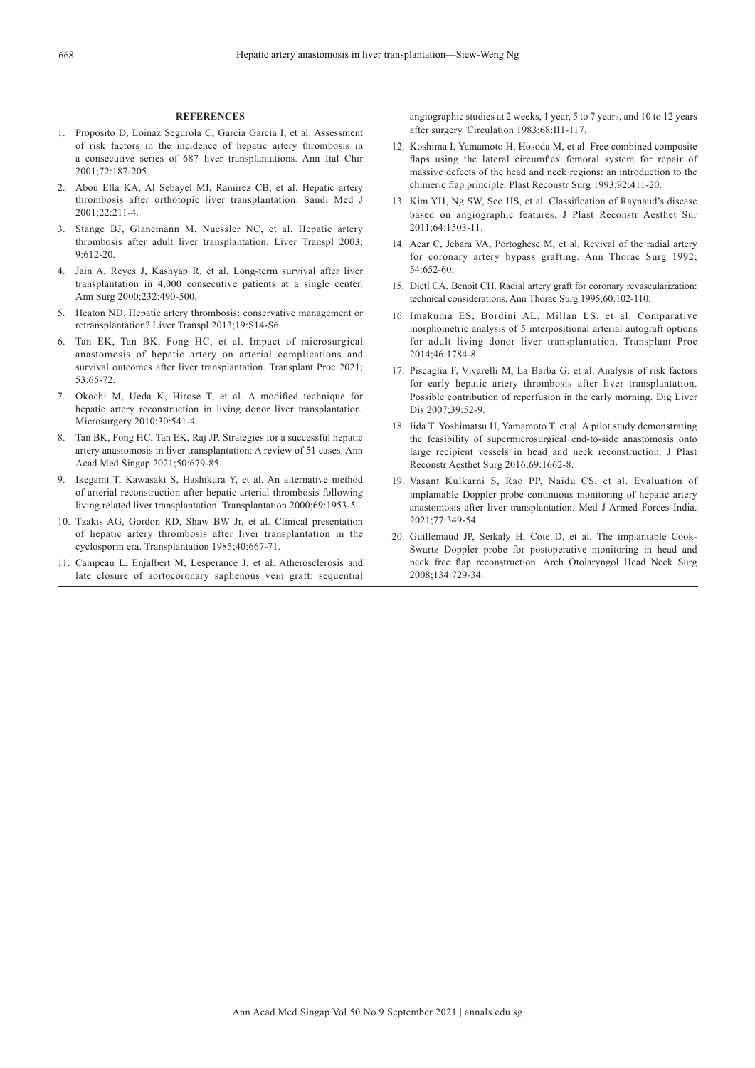## REFERENCES

1. Proposito D, Loinaz Segurola C, Garcia Garcìa I, et al. Assessment of risk factors in the incidence of hepatic artery thrombosis in a consecutive series of 687 liver transplantations. Ann Ital Chir 2001;72:187-205.
2. Abou Ella KA, Al Sebayel MI, Ramirez CB, et al. Hepatic artery thrombosis after orthotopic liver transplantation. Saudi Med J 2001;22:211-4.
3. Stange BJ, Glanemann M, Nuessler NC, et al. Hepatic artery thrombosis after adult liver transplantation. Liver Transpl 2003; 9:612-20.
4. Jain A, Reyes J, Kashyap R, et al. Long-term survival after liver transplantation in 4,000 consecutive patients at a single center. Ann Surg 2000;232:490-500.
5. Heaton ND. Hepatic artery thrombosis: conservative management or retransplantation? Liver Transpl 2013;19:S14-S6.
6. Tan EK, Tan BK, Fong HC, et al. Impact of microsurgical anastomosis of hepatic artery on arterial complications and survival outcomes after liver transplantation. Transplant Proc 2021; 53:65-72.
7. Okochi M, Ueda K, Hirose T, et al. A modified technique for hepatic artery reconstruction in living donor liver transplantation. Microsurgery 2010;30:541-4.
8. Tan BK, Fong HC, Tan EK, Raj JP. Strategies for a successful hepatic artery anastomosis in liver transplantation: A review of 51 cases. Ann Acad Med Singap 2021;50:679-85.
9. Ikegami T, Kawasaki S, Hashikura Y, et al. An alternative method of arterial reconstruction after hepatic arterial thrombosis following living related liver transplantation. Transplantation 2000;69:1953-5.
10. Tzakis AG, Gordon RD, Shaw BW Jr, et al. Clinical presentation of hepatic artery thrombosis after liver transplantation in the cyclosporin era. Transplantation 1985;40:667-71.
11. Campeau L, Enjalbert M, Lesperance J, et al. Atherosclerosis and late closure of aortocoronary saphenous vein graft: sequential angiographic studies at 2 weeks, 1 year, 5 to 7 years, and 10 to 12 years after surgery. Circulation 1983;68:II1-117.
12. Koshima I, Yamamoto H, Hosoda M, et al. Free combined composite flaps using the lateral circumflex femoral system for repair of massive defects of the head and neck regions: an introduction to the chimeric flap principle. Plast Reconstr Surg 1993;92:411-20.
13. Kim YH, Ng SW, Seo HS, et al. Classification of Raynaud's disease based on angiographic features. J Plast Reconstr Aesthet Sur 2011;64:1503-11.
14. Acar C, Jebara VA, Portoghese M, et al. Revival of the radial artery for coronary artery bypass grafting. Ann Thorac Surg 1992; 54:652-60.
15. Dietl CA, Benoit CH. Radial artery graft for coronary revascularization: technical considerations. Ann Thorac Surg 1995;60:102-110.
16. Imakuma ES, Bordini AL, Millan LS, et al. Comparative morphometric analysis of 5 interpositional arterial autograft options for adult living donor liver transplantation. Transplant Proc 2014;46:1784-8.
17. Piscaglia F, Vivarelli M, La Barba G, et al. Analysis of risk factors for early hepatic artery thrombosis after liver transplantation. Possible contribution of reperfusion in the early morning. Dig Liver Dis 2007;39:52-9.
18. Iida T, Yoshimatsu H, Yamamoto T, et al. A pilot study demonstrating the feasibility of supermicrosurgical end-to-side anastomosis onto large recipient vessels in head and neck reconstruction. J Plast Reconstr Aesthet Surg 2016;69:1662-8.
19. Vasant Kulkarni S, Rao PP, Naidu CS, et al. Evaluation of implantable Doppler probe continuous monitoring of hepatic artery anastomosis after liver transplantation. Med J Armed Forces India. 2021;77:349-54.
20. Guillemaud JP, Seikaly H, Cote D, et al. The implantable Cook-Swartz Doppler probe for postoperative monitoring in head and neck free flap reconstruction. Arch Otolaryngol Head Neck Surg 2008;134:729-34.